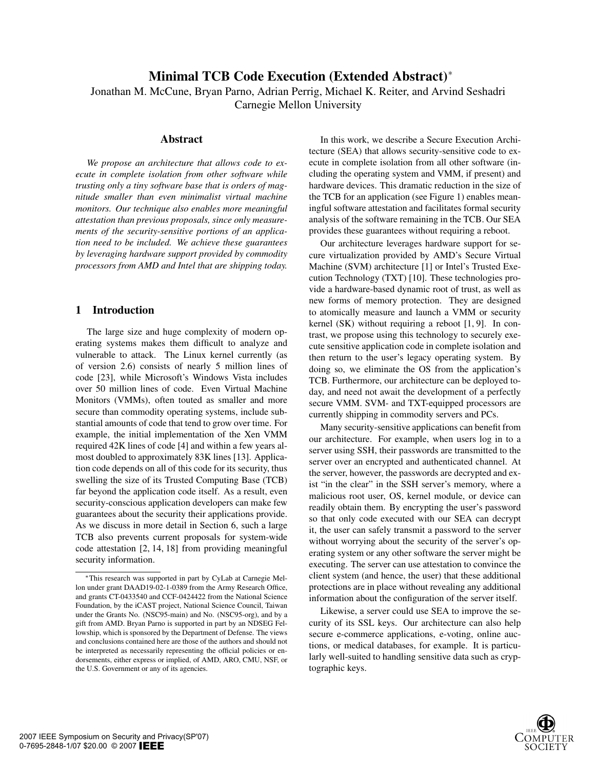# Minimal TCB Code Execution (Extended Abstract)*

Jonathan M. McCune, Bryan Parno, Adrian Perrig, Michael K. Reiter, and Arvind Seshadri
Carnegie Mellon University

## Abstract

*We propose an architecture that allows code to execute in complete isolation from other software while trusting only a tiny software base that is orders of magnitude smaller than even minimalist virtual machine monitors. Our technique also enables more meaningful attestation than previous proposals, since only measurements of the security-sensitive portions of an application need to be included. We achieve these guarantees by leveraging hardware support provided by commodity processors from AMD and Intel that are shipping today.*

## 1 Introduction

The large size and huge complexity of modern operating systems makes them difficult to analyze and vulnerable to attack. The Linux kernel currently (as of version 2.6) consists of nearly 5 million lines of code [23], while Microsoft's Windows Vista includes over 50 million lines of code. Even Virtual Machine Monitors (VMMs), often touted as smaller and more secure than commodity operating systems, include substantial amounts of code that tend to grow over time. For example, the initial implementation of the Xen VMM required 42K lines of code [4] and within a few years almost doubled to approximately 83K lines [13]. Application code depends on all of this code for its security, thus swelling the size of its Trusted Computing Base (TCB) far beyond the application code itself. As a result, even security-conscious application developers can make few guarantees about the security their applications provide. As we discuss in more detail in Section 6, such a large TCB also prevents current proposals for system-wide code attestation [2, 14, 18] from providing meaningful security information.

In this work, we describe a Secure Execution Architecture (SEA) that allows security-sensitive code to execute in complete isolation from all other software (including the operating system and VMM, if present) and hardware devices. This dramatic reduction in the size of the TCB for an application (see Figure 1) enables meaningful software attestation and facilitates formal security analysis of the software remaining in the TCB. Our SEA provides these guarantees without requiring a reboot.

Our architecture leverages hardware support for secure virtualization provided by AMD's Secure Virtual Machine (SVM) architecture [1] or Intel's Trusted Execution Technology (TXT) [10]. These technologies provide a hardware-based dynamic root of trust, as well as new forms of memory protection. They are designed to atomically measure and launch a VMM or security kernel (SK) without requiring a reboot [1, 9]. In contrast, we propose using this technology to securely execute sensitive application code in complete isolation and then return to the user's legacy operating system. By doing so, we eliminate the OS from the application's TCB. Furthermore, our architecture can be deployed today, and need not await the development of a perfectly secure VMM. SVM- and TXT-equipped processors are currently shipping in commodity servers and PCs.

Many security-sensitive applications can benefit from our architecture. For example, when users log in to a server using SSH, their passwords are transmitted to the server over an encrypted and authenticated channel. At the server, however, the passwords are decrypted and exist "in the clear" in the SSH server's memory, where a malicious root user, OS, kernel module, or device can readily obtain them. By encrypting the user's password so that only code executed with our SEA can decrypt it, the user can safely transmit a password to the server without worrying about the security of the server's operating system or any other software the server might be executing. The server can use attestation to convince the client system (and hence, the user) that these additional protections are in place without revealing any additional information about the configuration of the server itself.

Likewise, a server could use SEA to improve the security of its SSL keys. Our architecture can also help secure e-commerce applications, e-voting, online auctions, or medical databases, for example. It is particularly well-suited to handling sensitive data such as cryptographic keys.

*This research was supported in part by CyLab at Carnegie Mellon under grant DAAD19-02-1-0389 from the Army Research Office, and grants CT-0433540 and CCF-0424422 from the National Science Foundation, by the iCAST project, National Science Council, Taiwan under the Grants No. (NSC95-main) and No. (NSC95-org), and by a gift from AMD. Bryan Parno is supported in part by an NDSEG Fellowship, which is sponsored by the Department of Defense. The views and conclusions contained here are those of the authors and should not be interpreted as necessarily representing the official policies or endorsements, either express or implied, of AMD, ARO, CMU, NSF, or the U.S. Government or any of its agencies.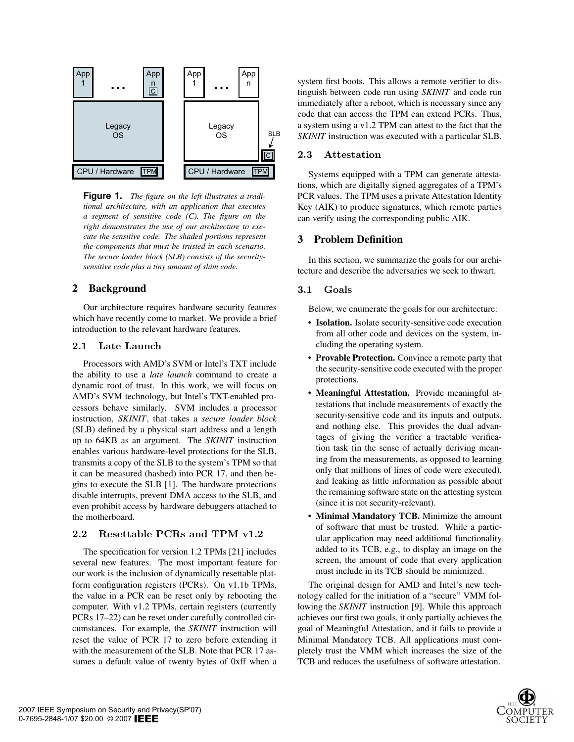**Figure 1.** *The figure on the left illustrates a traditional architecture, with an application that executes a segment of sensitive code (C). The figure on the right demonstrates the use of our architecture to execute the sensitive code. The shaded portions represent the components that must be trusted in each scenario. The secure loader block (SLB) consists of the security-sensitive code plus a tiny amount of shim code.*

## 2 Background

Our architecture requires hardware security features which have recently come to market. We provide a brief introduction to the relevant hardware features.

### 2.1 Late Launch

Processors with AMD's SVM or Intel's TXT include the ability to use a *late launch* command to create a dynamic root of trust. In this work, we will focus on AMD's SVM technology, but Intel's TXT-enabled processors behave similarly. SVM includes a processor instruction, *SKINIT*, that takes a *secure loader block* (SLB) defined by a physical start address and a length up to 64KB as an argument. The *SKINIT* instruction enables various hardware-level protections for the SLB, transmits a copy of the SLB to the system's TPM so that it can be measured (hashed) into PCR 17, and then begins to execute the SLB [1]. The hardware protections disable interrupts, prevent DMA access to the SLB, and even prohibit access by hardware debuggers attached to the motherboard.

### 2.2 Resettable PCRs and TPM v1.2

The specification for version 1.2 TPMs [21] includes several new features. The most important feature for our work is the inclusion of dynamically resettable platform configuration registers (PCRs). On v1.1b TPMs, the value in a PCR can be reset only by rebooting the computer. With v1.2 TPMs, certain registers (currently PCRs 17–22) can be reset under carefully controlled circumstances. For example, the *SKINIT* instruction will reset the value of PCR 17 to zero before extending it with the measurement of the SLB. Note that PCR 17 assumes a default value of twenty bytes of 0xff when a system first boots. This allows a remote verifier to distinguish between code run using *SKINIT* and code run immediately after a reboot, which is necessary since any code that can access the TPM can extend PCRs. Thus, a system using a v1.2 TPM can attest to the fact that the *SKINIT* instruction was executed with a particular SLB.

### 2.3 Attestation

Systems equipped with a TPM can generate attestations, which are digitally signed aggregates of a TPM's PCR values. The TPM uses a private Attestation Identity Key (AIK) to produce signatures, which remote parties can verify using the corresponding public AIK.

## 3 Problem Definition

In this section, we summarize the goals for our architecture and describe the adversaries we seek to thwart.

### 3.1 Goals

Below, we enumerate the goals for our architecture:

- **Isolation.** Isolate security-sensitive code execution from all other code and devices on the system, including the operating system.
- **Provable Protection.** Convince a remote party that the security-sensitive code executed with the proper protections.
- **Meaningful Attestation.** Provide meaningful attestations that include measurements of exactly the security-sensitive code and its inputs and outputs, and nothing else. This provides the dual advantages of giving the verifier a tractable verification task (in the sense of actually deriving meaning from the measurements, as opposed to learning only that millions of lines of code were executed), and leaking as little information as possible about the remaining software state on the attesting system (since it is not security-relevant).
- **Minimal Mandatory TCB.** Minimize the amount of software that must be trusted. While a particular application may need additional functionality added to its TCB, e.g., to display an image on the screen, the amount of code that every application must include in its TCB should be minimized.

The original design for AMD and Intel's new technology called for the initiation of a "secure" VMM following the *SKINIT* instruction [9]. While this approach achieves our first two goals, it only partially achieves the goal of Meaningful Attestation, and it fails to provide a Minimal Mandatory TCB. All applications must completely trust the VMM which increases the size of the TCB and reduces the usefulness of software attestation.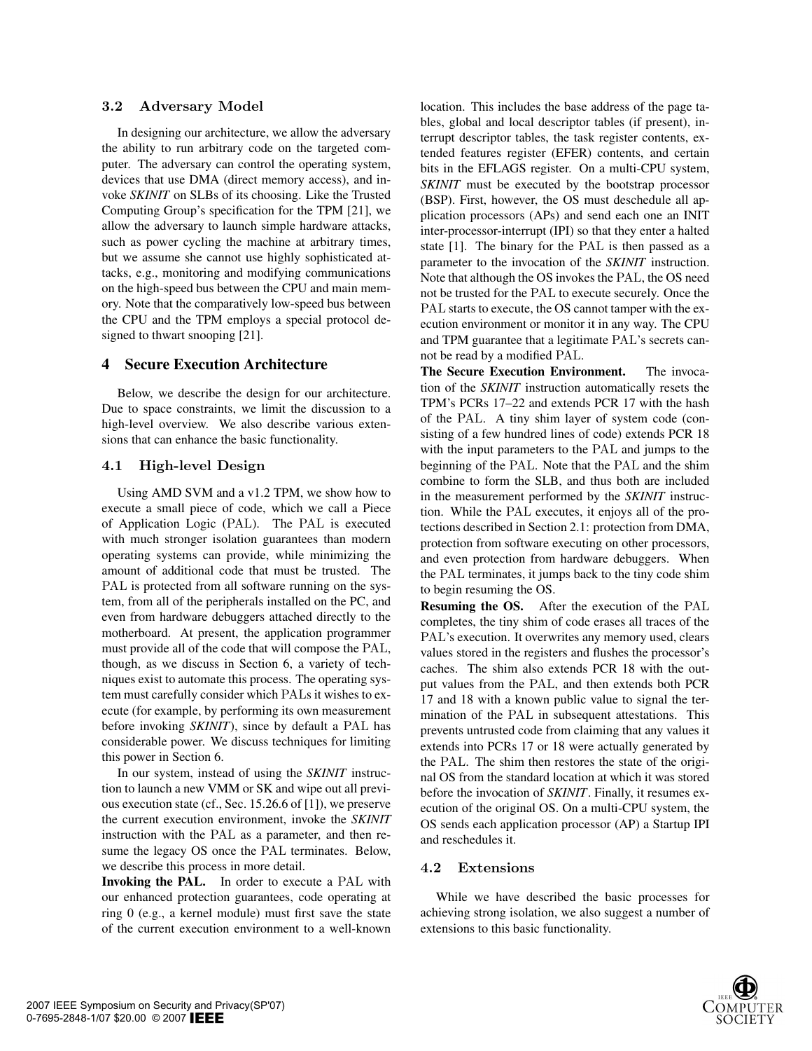### 3.2 Adversary Model

In designing our architecture, we allow the adversary the ability to run arbitrary code on the targeted computer. The adversary can control the operating system, devices that use DMA (direct memory access), and invoke *SKINIT* on SLBs of its choosing. Like the Trusted Computing Group's specification for the TPM [21], we allow the adversary to launch simple hardware attacks, such as power cycling the machine at arbitrary times, but we assume she cannot use highly sophisticated attacks, e.g., monitoring and modifying communications on the high-speed bus between the CPU and main memory. Note that the comparatively low-speed bus between the CPU and the TPM employs a special protocol designed to thwart snooping [21].

## 4 Secure Execution Architecture

Below, we describe the design for our architecture. Due to space constraints, we limit the discussion to a high-level overview. We also describe various extensions that can enhance the basic functionality.

### 4.1 High-level Design

Using AMD SVM and a v1.2 TPM, we show how to execute a small piece of code, which we call a Piece of Application Logic (PAL). The PAL is executed with much stronger isolation guarantees than modern operating systems can provide, while minimizing the amount of additional code that must be trusted. The PAL is protected from all software running on the system, from all of the peripherals installed on the PC, and even from hardware debuggers attached directly to the motherboard. At present, the application programmer must provide all of the code that will compose the PAL, though, as we discuss in Section 6, a variety of techniques exist to automate this process. The operating system must carefully consider which PALs it wishes to execute (for example, by performing its own measurement before invoking *SKINIT*), since by default a PAL has considerable power. We discuss techniques for limiting this power in Section 6.

In our system, instead of using the *SKINIT* instruction to launch a new VMM or SK and wipe out all previous execution state (cf., Sec. 15.26.6 of [1]), we preserve the current execution environment, invoke the *SKINIT* instruction with the PAL as a parameter, and then resume the legacy OS once the PAL terminates. Below, we describe this process in more detail.

**Invoking the PAL.** In order to execute a PAL with our enhanced protection guarantees, code operating at ring 0 (e.g., a kernel module) must first save the state of the current execution environment to a well-known location. This includes the base address of the page tables, global and local descriptor tables (if present), interrupt descriptor tables, the task register contents, extended features register (EFER) contents, and certain bits in the EFLAGS register. On a multi-CPU system, *SKINIT* must be executed by the bootstrap processor (BSP). First, however, the OS must deschedule all application processors (APs) and send each one an INIT inter-processor-interrupt (IPI) so that they enter a halted state [1]. The binary for the PAL is then passed as a parameter to the invocation of the *SKINIT* instruction. Note that although the OS invokes the PAL, the OS need not be trusted for the PAL to execute securely. Once the PAL starts to execute, the OS cannot tamper with the execution environment or monitor it in any way. The CPU and TPM guarantee that a legitimate PAL's secrets cannot be read by a modified PAL.

**The Secure Execution Environment.** The invocation of the *SKINIT* instruction automatically resets the TPM's PCRs 17–22 and extends PCR 17 with the hash of the PAL. A tiny shim layer of system code (consisting of a few hundred lines of code) extends PCR 18 with the input parameters to the PAL and jumps to the beginning of the PAL. Note that the PAL and the shim combine to form the SLB, and thus both are included in the measurement performed by the *SKINIT* instruction. While the PAL executes, it enjoys all of the protections described in Section 2.1: protection from DMA, protection from software executing on other processors, and even protection from hardware debuggers. When the PAL terminates, it jumps back to the tiny code shim to begin resuming the OS.

**Resuming the OS.** After the execution of the PAL completes, the tiny shim of code erases all traces of the PAL's execution. It overwrites any memory used, clears values stored in the registers and flushes the processor's caches. The shim also extends PCR 18 with the output values from the PAL, and then extends both PCR 17 and 18 with a known public value to signal the termination of the PAL in subsequent attestations. This prevents untrusted code from claiming that any values it extends into PCRs 17 or 18 were actually generated by the PAL. The shim then restores the state of the original OS from the standard location at which it was stored before the invocation of *SKINIT*. Finally, it resumes execution of the original OS. On a multi-CPU system, the OS sends each application processor (AP) a Startup IPI and reschedules it.

### 4.2 Extensions

While we have described the basic processes for achieving strong isolation, we also suggest a number of extensions to this basic functionality.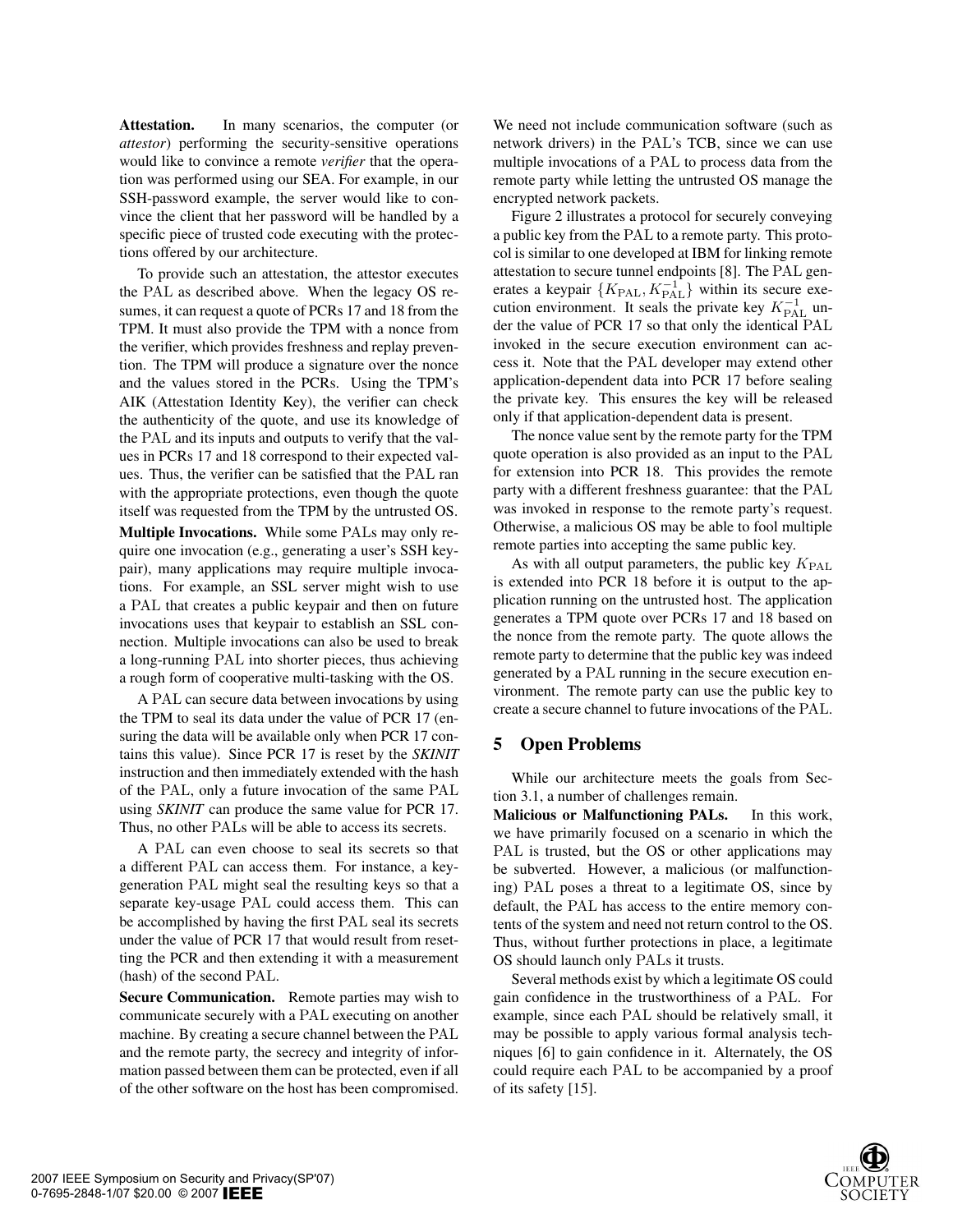**Attestation.** In many scenarios, the computer (or *attestor*) performing the security-sensitive operations would like to convince a remote *verifier* that the operation was performed using our SEA. For example, in our SSH-password example, the server would like to convince the client that her password will be handled by a specific piece of trusted code executing with the protections offered by our architecture.

To provide such an attestation, the attestor executes the PAL as described above. When the legacy OS resumes, it can request a quote of PCRs 17 and 18 from the TPM. It must also provide the TPM with a nonce from the verifier, which provides freshness and replay prevention. The TPM will produce a signature over the nonce and the values stored in the PCRs. Using the TPM's AIK (Attestation Identity Key), the verifier can check the authenticity of the quote, and use its knowledge of the PAL and its inputs and outputs to verify that the values in PCRs 17 and 18 correspond to their expected values. Thus, the verifier can be satisfied that the PAL ran with the appropriate protections, even though the quote itself was requested from the TPM by the untrusted OS.

**Multiple Invocations.** While some PALs may only require one invocation (e.g., generating a user's SSH keypair), many applications may require multiple invocations. For example, an SSL server might wish to use a PAL that creates a public keypair and then on future invocations uses that keypair to establish an SSL connection. Multiple invocations can also be used to break a long-running PAL into shorter pieces, thus achieving a rough form of cooperative multi-tasking with the OS.

A PAL can secure data between invocations by using the TPM to seal its data under the value of PCR 17 (ensuring the data will be available only when PCR 17 contains this value). Since PCR 17 is reset by the ***SKINIT*** instruction and then immediately extended with the hash of the PAL, only a future invocation of the same PAL using *SKINIT* can produce the same value for PCR 17. Thus, no other PALs will be able to access its secrets.

A PAL can even choose to seal its secrets so that a different PAL can access them. For instance, a key-generation PAL might seal the resulting keys so that a separate key-usage PAL could access them. This can be accomplished by having the first PAL seal its secrets under the value of PCR 17 that would result from resetting the PCR and then extending it with a measurement (hash) of the second PAL.

**Secure Communication.** Remote parties may wish to communicate securely with a PAL executing on another machine. By creating a secure channel between the PAL and the remote party, the secrecy and integrity of information passed between them can be protected, even if all of the other software on the host has been compromised. We need not include communication software (such as network drivers) in the PAL's TCB, since we can use multiple invocations of a PAL to process data from the remote party while letting the untrusted OS manage the encrypted network packets.

Figure 2 illustrates a protocol for securely conveying a public key from the PAL to a remote party. This protocol is similar to one developed at IBM for linking remote attestation to secure tunnel endpoints [8]. The PAL generates a keypair $\{K_{\mathrm{PAL}}, K_{\mathrm{PAL}}^{-1}\}$ within its secure execution environment. It seals the private key $K_{\mathrm{PAL}}^{-1}$ under the value of PCR 17 so that only the identical PAL invoked in the secure execution environment can access it. Note that the PAL developer may extend other application-dependent data into PCR 17 before sealing the private key. This ensures the key will be released only if that application-dependent data is present.

The nonce value sent by the remote party for the TPM quote operation is also provided as an input to the PAL for extension into PCR 18. This provides the remote party with a different freshness guarantee: that the PAL was invoked in response to the remote party's request. Otherwise, a malicious OS may be able to fool multiple remote parties into accepting the same public key.

As with all output parameters, the public key $K_{\mathrm{PAL}}$ is extended into PCR 18 before it is output to the application running on the untrusted host. The application generates a TPM quote over PCRs 17 and 18 based on the nonce from the remote party. The quote allows the remote party to determine that the public key was indeed generated by a PAL running in the secure execution environment. The remote party can use the public key to create a secure channel to future invocations of the PAL.

## 5 Open Problems

While our architecture meets the goals from Section 3.1, a number of challenges remain.

**Malicious or Malfunctioning PALs.** In this work, we have primarily focused on a scenario in which the PAL is trusted, but the OS or other applications may be subverted. However, a malicious (or malfunctioning) PAL poses a threat to a legitimate OS, since by default, the PAL has access to the entire memory contents of the system and need not return control to the OS. Thus, without further protections in place, a legitimate OS should launch only PALs it trusts.

Several methods exist by which a legitimate OS could gain confidence in the trustworthiness of a PAL. For example, since each PAL should be relatively small, it may be possible to apply various formal analysis techniques [6] to gain confidence in it. Alternately, the OS could require each PAL to be accompanied by a proof of its safety [15].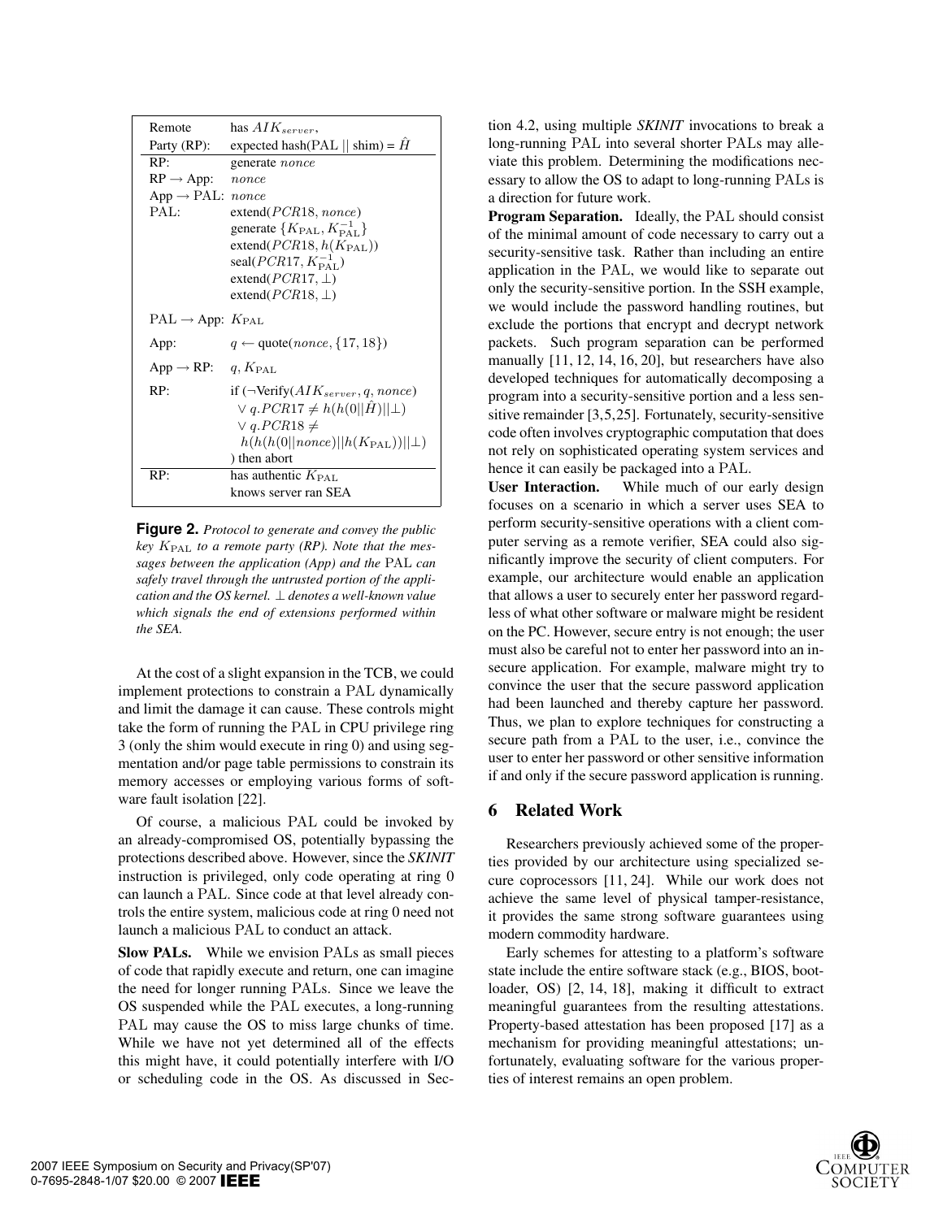| | |
|---|---|
| Remote Party (RP): | has $AIK_{server}$, expected hash(PAL \|\| shim) = $\hat{H}$ |
| RP: | generate $nonce$ |
| RP → App: | $nonce$ |
| App → PAL: | $nonce$ |
| PAL: | extend($PCR18, nonce$)<br>generate $\{K_{\mathrm{PAL}}, K_{\mathrm{PAL}}^{-1}\}$<br>extend($PCR18, h(K_{\mathrm{PAL}})$)<br>seal($PCR17, K_{\mathrm{PAL}}^{-1}$)<br>extend($PCR17, \perp$)<br>extend($PCR18, \perp$) |
| PAL → App: | $K_{\mathrm{PAL}}$ |
| App: | $q \leftarrow$ quote($nonce, \{17, 18\}$) |
| App → RP: | $q, K_{\mathrm{PAL}}$ |
| RP: | if ($\neg$Verify($AIK_{server}, q, nonce$)<br>$\vee\ q.PCR17 \neq h(h(0\|\|\hat{H})\|\|\perp)$<br>$\vee\ q.PCR18 \neq h(h(h(0\|\|nonce)\|\|h(K_{\mathrm{PAL}}))\|\|\perp)$<br>) then abort |
| RP: | has authentic $K_{\mathrm{PAL}}$<br>knows server ran SEA |

**Figure 2.** *Protocol to generate and convey the public key $K_{\mathrm{PAL}}$ to a remote party (RP). Note that the messages between the application (App) and the PAL can safely travel through the untrusted portion of the application and the OS kernel. $\perp$ denotes a well-known value which signals the end of extensions performed within the SEA.*

At the cost of a slight expansion in the TCB, we could implement protections to constrain a PAL dynamically and limit the damage it can cause. These controls might take the form of running the PAL in CPU privilege ring 3 (only the shim would execute in ring 0) and using segmentation and/or page table permissions to constrain its memory accesses or employing various forms of software fault isolation [22].

Of course, a malicious PAL could be invoked by an already-compromised OS, potentially bypassing the protections described above. However, since the ***SKINIT*** instruction is privileged, only code operating at ring 0 can launch a PAL. Since code at that level already controls the entire system, malicious code at ring 0 need not launch a malicious PAL to conduct an attack.

**Slow PALs.** While we envision PALs as small pieces of code that rapidly execute and return, one can imagine the need for longer running PALs. Since we leave the OS suspended while the PAL executes, a long-running PAL may cause the OS to miss large chunks of time. While we have not yet determined all of the effects this might have, it could potentially interfere with I/O or scheduling code in the OS. As discussed in Section 4.2, using multiple ***SKINIT*** invocations to break a long-running PAL into several shorter PALs may alleviate this problem. Determining the modifications necessary to allow the OS to adapt to long-running PALs is a direction for future work.

**Program Separation.** Ideally, the PAL should consist of the minimal amount of code necessary to carry out a security-sensitive task. Rather than including an entire application in the PAL, we would like to separate out only the security-sensitive portion. In the SSH example, we would include the password handling routines, but exclude the portions that encrypt and decrypt network packets. Such program separation can be performed manually [11, 12, 14, 16, 20], but researchers have also developed techniques for automatically decomposing a program into a security-sensitive portion and a less sensitive remainder [3,5,25]. Fortunately, security-sensitive code often involves cryptographic computation that does not rely on sophisticated operating system services and hence it can easily be packaged into a PAL.

**User Interaction.** While much of our early design focuses on a scenario in which a server uses SEA to perform security-sensitive operations with a client computer serving as a remote verifier, SEA could also significantly improve the security of client computers. For example, our architecture would enable an application that allows a user to securely enter her password regardless of what other software or malware might be resident on the PC. However, secure entry is not enough; the user must also be careful not to enter her password into an insecure application. For example, malware might try to convince the user that the secure password application had been launched and thereby capture her password. Thus, we plan to explore techniques for constructing a secure path from a PAL to the user, i.e., convince the user to enter her password or other sensitive information if and only if the secure password application is running.

## 6 Related Work

Researchers previously achieved some of the properties provided by our architecture using specialized secure coprocessors [11, 24]. While our work does not achieve the same level of physical tamper-resistance, it provides the same strong software guarantees using modern commodity hardware.

Early schemes for attesting to a platform's software state include the entire software stack (e.g., BIOS, bootloader, OS) [2, 14, 18], making it difficult to extract meaningful guarantees from the resulting attestations. Property-based attestation has been proposed [17] as a mechanism for providing meaningful attestations; unfortunately, evaluating software for the various properties of interest remains an open problem.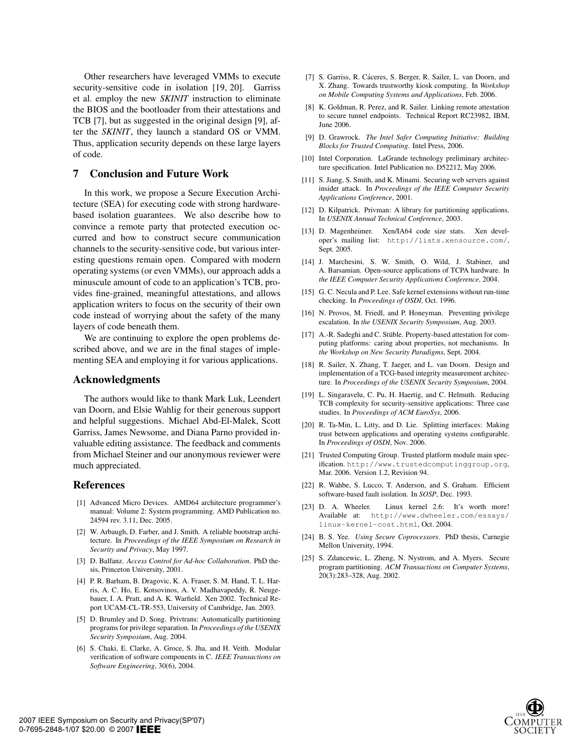Other researchers have leveraged VMMs to execute security-sensitive code in isolation [19, 20]. Garriss et al. employ the new *SKINIT* instruction to eliminate the BIOS and the bootloader from their attestations and TCB [7], but as suggested in the original design [9], after the *SKINIT*, they launch a standard OS or VMM. Thus, application security depends on these large layers of code.

## 7 Conclusion and Future Work

In this work, we propose a Secure Execution Architecture (SEA) for executing code with strong hardware-based isolation guarantees. We also describe how to convince a remote party that protected execution occurred and how to construct secure communication channels to the security-sensitive code, but various interesting questions remain open. Compared with modern operating systems (or even VMMs), our approach adds a minuscule amount of code to an application's TCB, provides fine-grained, meaningful attestations, and allows application writers to focus on the security of their own code instead of worrying about the safety of the many layers of code beneath them.

We are continuing to explore the open problems described above, and we are in the final stages of implementing SEA and employing it for various applications.

## Acknowledgments

The authors would like to thank Mark Luk, Leendert van Doorn, and Elsie Wahlig for their generous support and helpful suggestions. Michael Abd-El-Malek, Scott Garriss, James Newsome, and Diana Parno provided invaluable editing assistance. The feedback and comments from Michael Steiner and our anonymous reviewer were much appreciated.

## References

[1] Advanced Micro Devices. AMD64 architecture programmer's manual: Volume 2: System programming. AMD Publication no. 24594 rev. 3.11, Dec. 2005.

[2] W. Arbaugh, D. Farber, and J. Smith. A reliable bootstrap architecture. In *Proceedings of the IEEE Symposium on Research in Security and Privacy*, May 1997.

[3] D. Balfanz. *Access Control for Ad-hoc Collaboration*. PhD thesis, Princeton University, 2001.

[4] P. R. Barham, B. Dragovic, K. A. Fraser, S. M. Hand, T. L. Harris, A. C. Ho, E. Kotsovinos, A. V. Madhavapeddy, R. Neugebauer, I. A. Pratt, and A. K. Warfield. Xen 2002. Technical Report UCAM-CL-TR-553, University of Cambridge, Jan. 2003.

[5] D. Brumley and D. Song. Privtrans: Automatically partitioning programs for privilege separation. In *Proceedings of the USENIX Security Symposium*, Aug. 2004.

[6] S. Chaki, E. Clarke, A. Groce, S. Jha, and H. Veith. Modular verification of software components in C. *IEEE Transactions on Software Engineering*, 30(6), 2004.

[7] S. Garriss, R. Cáceres, S. Berger, R. Sailer, L. van Doorn, and X. Zhang. Towards trustworthy kiosk computing. In *Workshop on Mobile Computing Systems and Applications*, Feb. 2006.

[8] K. Goldman, R. Perez, and R. Sailer. Linking remote attestation to secure tunnel endpoints. Technical Report RC23982, IBM, June 2006.

[9] D. Grawrock. *The Intel Safer Computing Initiative: Building Blocks for Trusted Computing*. Intel Press, 2006.

[10] Intel Corporation. LaGrande technology preliminary architecture specification. Intel Publication no. D52212, May 2006.

[11] S. Jiang, S. Smith, and K. Minami. Securing web servers against insider attack. In *Proceedings of the IEEE Computer Security Applications Conference*, 2001.

[12] D. Kilpatrick. Privman: A library for partitioning applications. In *USENIX Annual Technical Conference*, 2003.

[13] D. Magenheimer. Xen/IA64 code size stats. Xen developer's mailing list: `http://lists.xensource.com/`, Sept. 2005.

[14] J. Marchesini, S. W. Smith, O. Wild, J. Stabiner, and A. Barsamian. Open-source applications of TCPA hardware. In *the IEEE Computer Security Applications Conference*, 2004.

[15] G. C. Necula and P. Lee. Safe kernel extensions without run-time checking. In *Proceedings of OSDI*, Oct. 1996.

[16] N. Provos, M. Friedl, and P. Honeyman. Preventing privilege escalation. In *the USENIX Security Symposium*, Aug. 2003.

[17] A.-R. Sadeghi and C. Stüble. Property-based attestation for computing platforms: caring about properties, not mechanisms. In *the Workshop on New Security Paradigms*, Sept. 2004.

[18] R. Sailer, X. Zhang, T. Jaeger, and L. van Doorn. Design and implementation of a TCG-based integrity measurement architecture. In *Proceedings of the USENIX Security Symposium*, 2004.

[19] L. Singaravelu, C. Pu, H. Haertig, and C. Helmuth. Reducing TCB complexity for security-sensitive applications: Three case studies. In *Proceedings of ACM EuroSys*, 2006.

[20] R. Ta-Min, L. Litty, and D. Lie. Splitting interfaces: Making trust between applications and operating systems configurable. In *Proceedings of OSDI*, Nov. 2006.

[21] Trusted Computing Group. Trusted platform module main specification. `http://www.trustedcomputinggroup.org`, Mar. 2006. Version 1.2, Revision 94.

[22] R. Wahbe, S. Lucco, T. Anderson, and S. Graham. Efficient software-based fault isolation. In *SOSP*, Dec. 1993.

[23] D. A. Wheeler. Linux kernel 2.6: It's worth more! Available at: `http://www.dwheeler.com/essays/linux-kernel-cost.html`, Oct. 2004.

[24] B. S. Yee. *Using Secure Coprocessors*. PhD thesis, Carnegie Mellon University, 1994.

[25] S. Zdancewic, L. Zheng, N. Nystrom, and A. Myers. Secure program partitioning. *ACM Transactions on Computer Systems*, 20(3):283–328, Aug. 2002.